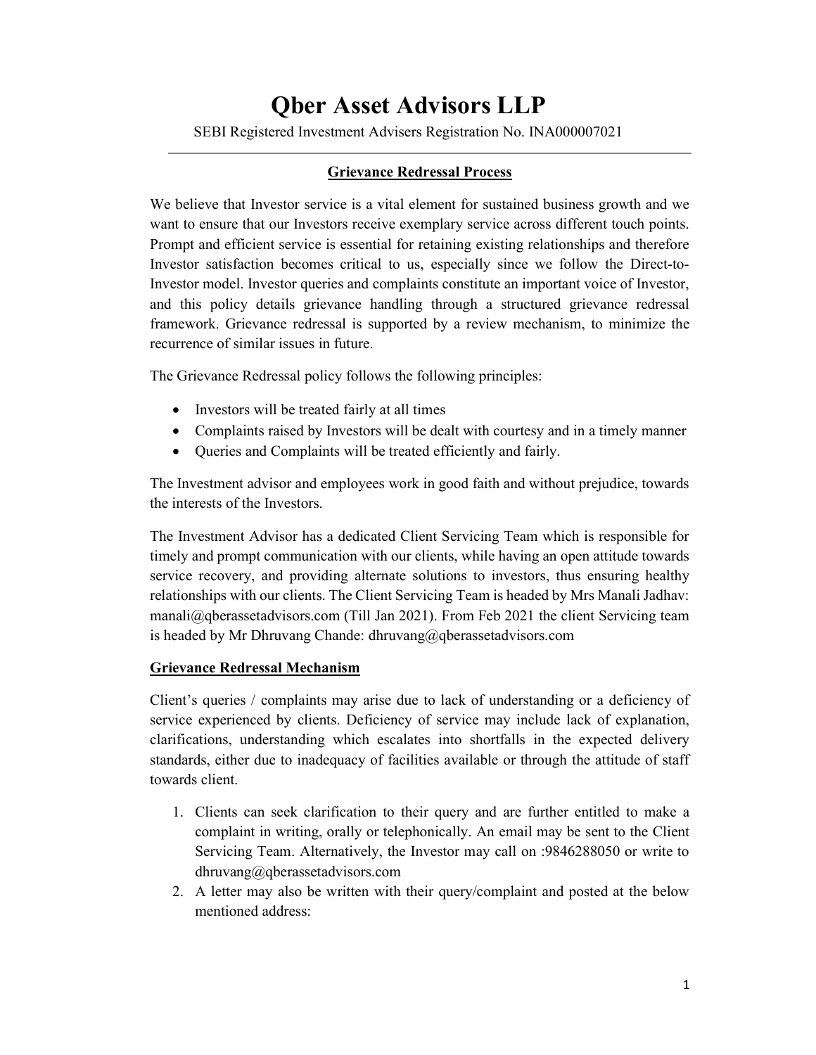# Qber Asset Advisors LLP

SEBI Registered Investment Advisers Registration No. INA000007021

## Grievance Redressal Process

We believe that Investor service is a vital element for sustained business growth and we want to ensure that our Investors receive exemplary service across different touch points. Prompt and efficient service is essential for retaining existing relationships and therefore Investor satisfaction becomes critical to us, especially since we follow the Direct-to-Investor model. Investor queries and complaints constitute an important voice of Investor, and this policy details grievance handling through a structured grievance redressal framework. Grievance redressal is supported by a review mechanism, to minimize the recurrence of similar issues in future.

The Grievance Redressal policy follows the following principles:

- Investors will be treated fairly at all times
- Complaints raised by Investors will be dealt with courtesy and in a timely manner
- Queries and Complaints will be treated efficiently and fairly.

The Investment advisor and employees work in good faith and without prejudice, towards the interests of the Investors.

The Investment Advisor has a dedicated Client Servicing Team which is responsible for timely and prompt communication with our clients, while having an open attitude towards service recovery, and providing alternate solutions to investors, thus ensuring healthy relationships with our clients. The Client Servicing Team is headed by Mrs Manali Jadhav: manali@qberassetadvisors.com (Till Jan 2021). From Feb 2021 the client Servicing team is headed by Mr Dhruvang Chande: dhruvang@qberassetadvisors.com

## Grievance Redressal Mechanism

Client's queries / complaints may arise due to lack of understanding or a deficiency of service experienced by clients. Deficiency of service may include lack of explanation, clarifications, understanding which escalates into shortfalls in the expected delivery standards, either due to inadequacy of facilities available or through the attitude of staff towards client.

1. Clients can seek clarification to their query and are further entitled to make a complaint in writing, orally or telephonically. An email may be sent to the Client Servicing Team. Alternatively, the Investor may call on :9846288050 or write to dhruvang@qberassetadvisors.com
2. A letter may also be written with their query/complaint and posted at the below mentioned address: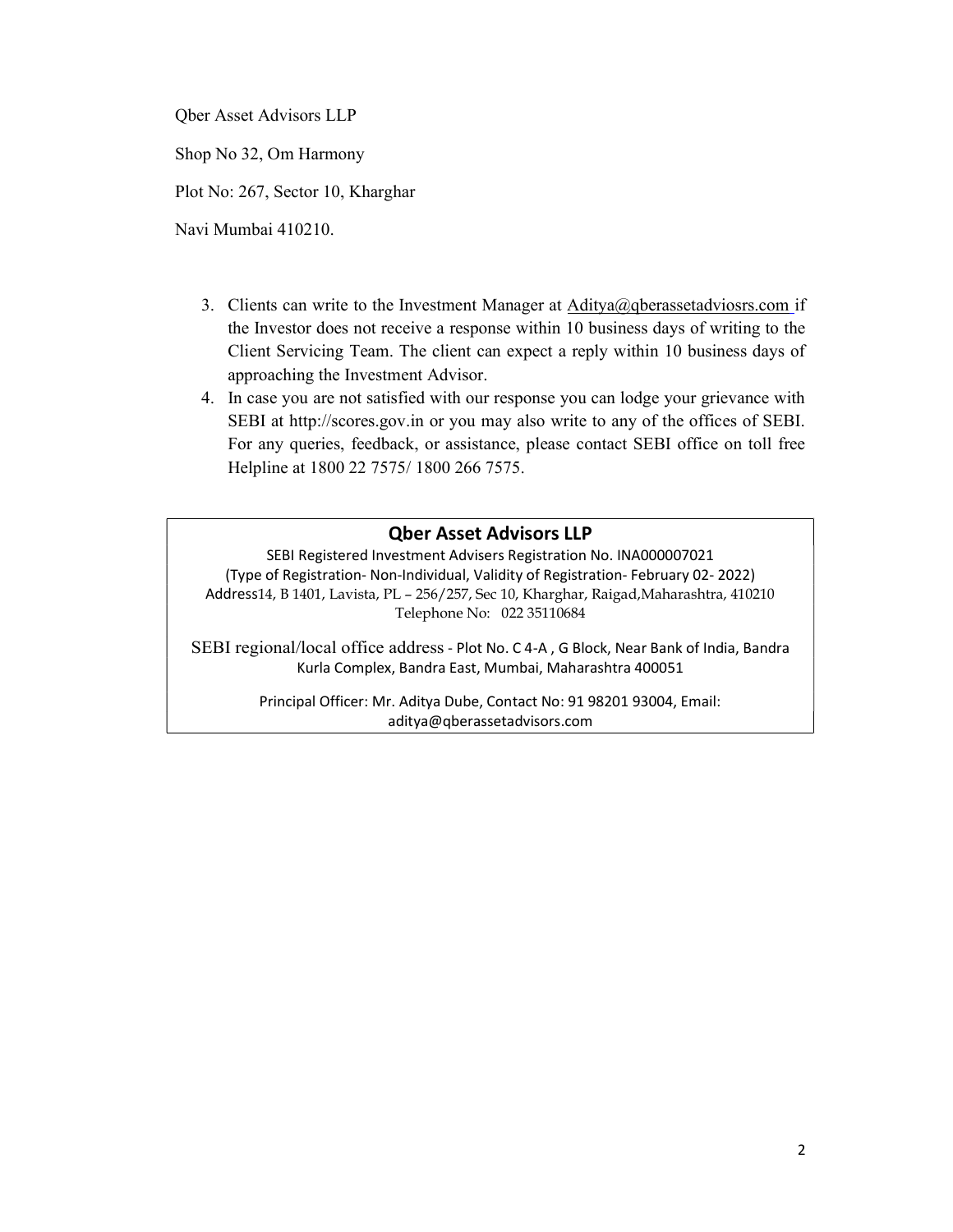Qber Asset Advisors LLP

Shop No 32, Om Harmony

Plot No: 267, Sector 10, Kharghar

Navi Mumbai 410210.

3. Clients can write to the Investment Manager at Aditya@qberassetadviosrs.com if the Investor does not receive a response within 10 business days of writing to the Client Servicing Team. The client can expect a reply within 10 business days of approaching the Investment Advisor.
4. In case you are not satisfied with our response you can lodge your grievance with SEBI at http://scores.gov.in or you may also write to any of the offices of SEBI. For any queries, feedback, or assistance, please contact SEBI office on toll free Helpline at 1800 22 7575/ 1800 266 7575.

**Qber Asset Advisors LLP**

SEBI Registered Investment Advisers Registration No. INA000007021

(Type of Registration- Non-Individual, Validity of Registration- February 02- 2022)

Address14, B 1401, Lavista, PL – 256/257, Sec 10, Kharghar, Raigad,Maharashtra, 410210

Telephone No: 022 35110684

SEBI regional/local office address - Plot No. C 4-A , G Block, Near Bank of India, Bandra Kurla Complex, Bandra East, Mumbai, Maharashtra 400051

Principal Officer: Mr. Aditya Dube, Contact No: 91 98201 93004, Email: aditya@qberassetadvisors.com